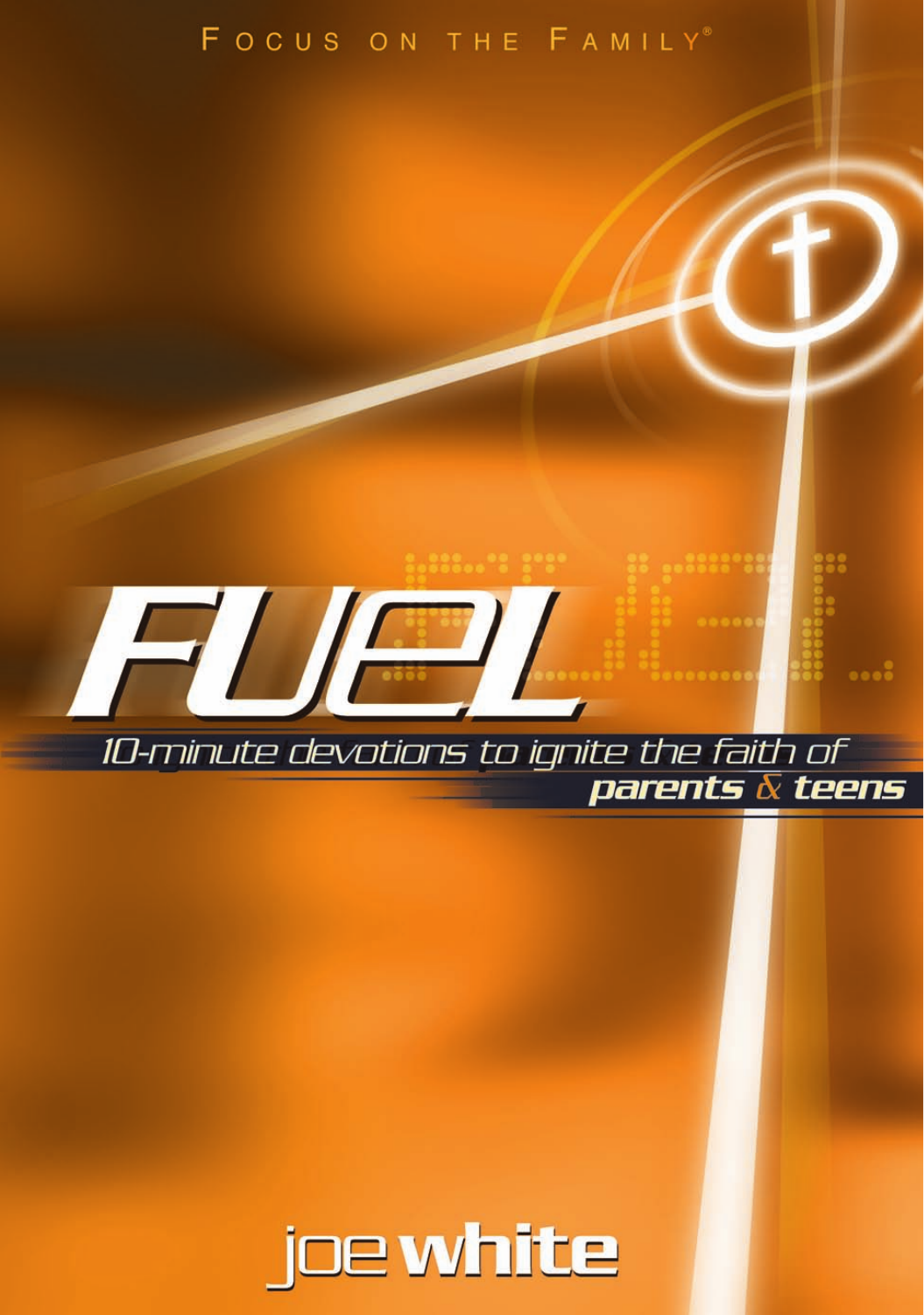FOCUS ON THE FAMILY®

# FUEL

10-minute devotions to ignite the faith of **parents & teens**

**joe white**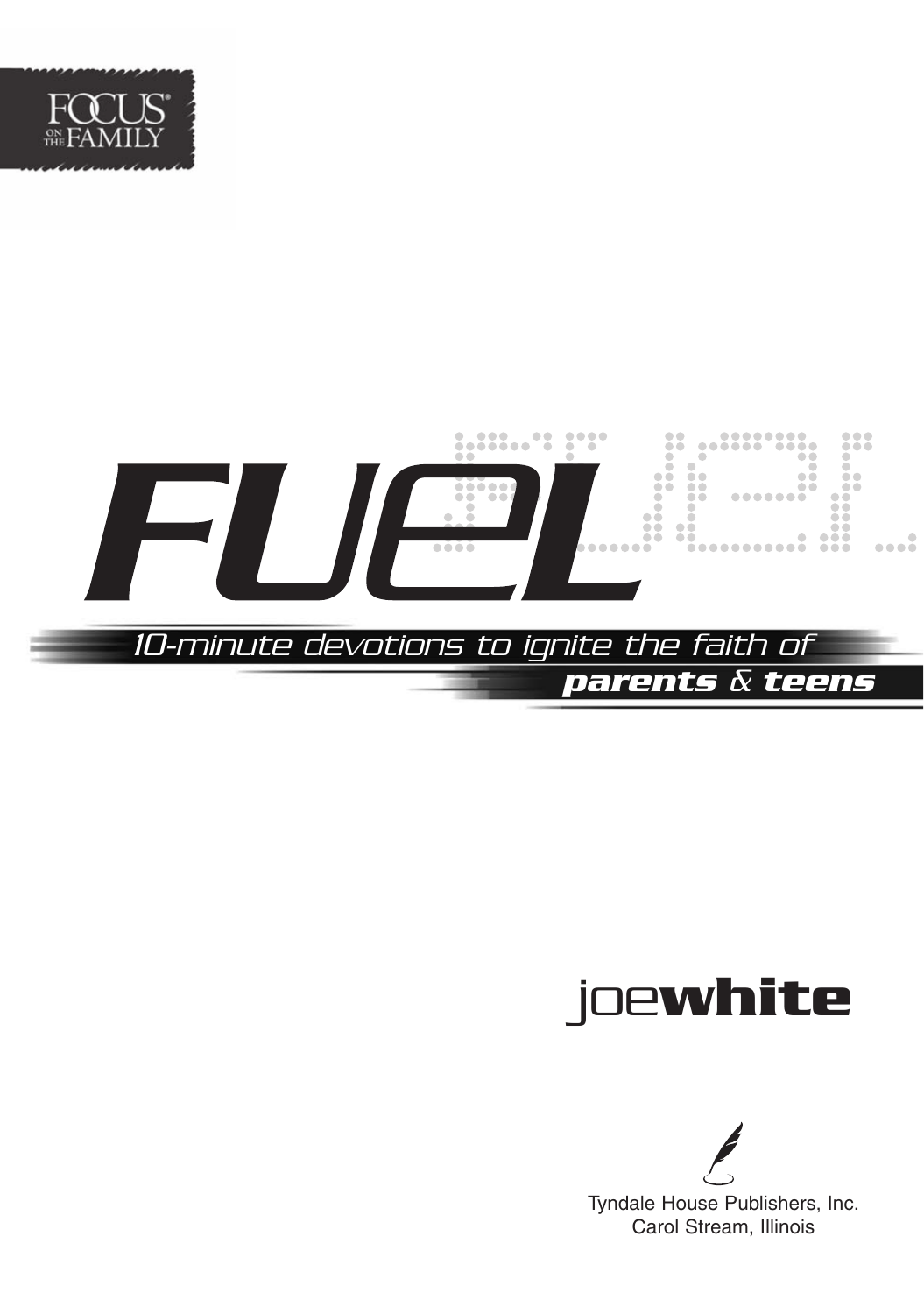Focus on the Family

# FUEL

*10-minute devotions to ignite the faith of*

***parents & teens***

joe**white**

Tyndale House Publishers, Inc.
Carol Stream, Illinois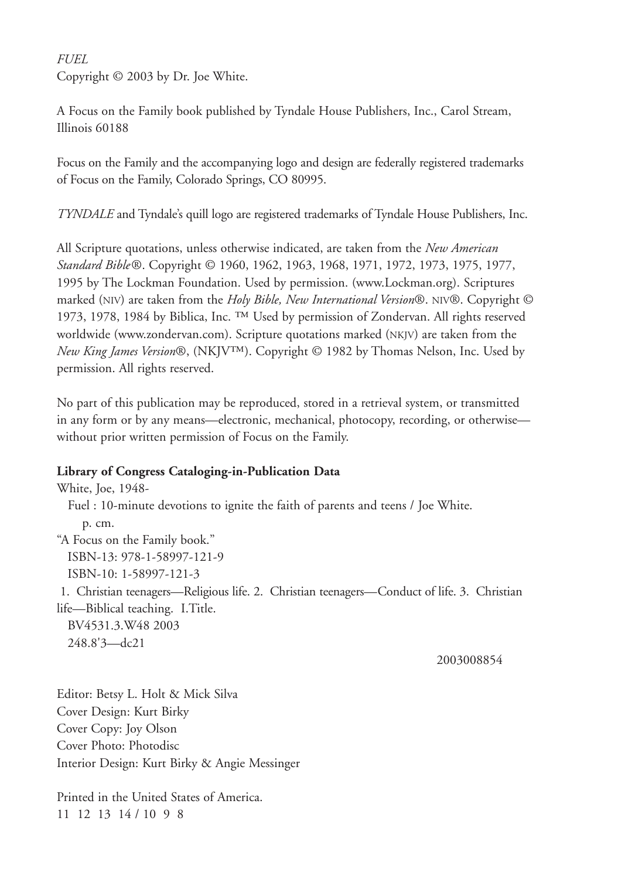*FUEL*  
Copyright © 2003 by Dr. Joe White.

A Focus on the Family book published by Tyndale House Publishers, Inc., Carol Stream, Illinois 60188

Focus on the Family and the accompanying logo and design are federally registered trademarks of Focus on the Family, Colorado Springs, CO 80995.

*TYNDALE* and Tyndale's quill logo are registered trademarks of Tyndale House Publishers, Inc.

All Scripture quotations, unless otherwise indicated, are taken from the *New American Standard Bible®*. Copyright © 1960, 1962, 1963, 1968, 1971, 1972, 1973, 1975, 1977, 1995 by The Lockman Foundation. Used by permission. (www.Lockman.org). Scriptures marked (NIV) are taken from the *Holy Bible, New International Version®*. NIV®. Copyright © 1973, 1978, 1984 by Biblica, Inc. ™ Used by permission of Zondervan. All rights reserved worldwide (www.zondervan.com). Scripture quotations marked (NKJV) are taken from the *New King James Version®*, (NKJV™). Copyright © 1982 by Thomas Nelson, Inc. Used by permission. All rights reserved.

No part of this publication may be reproduced, stored in a retrieval system, or transmitted in any form or by any means—electronic, mechanical, photocopy, recording, or otherwise—without prior written permission of Focus on the Family.

**Library of Congress Cataloging-in-Publication Data**

White, Joe, 1948-  
Fuel : 10-minute devotions to ignite the faith of parents and teens / Joe White.  
p. cm.  
"A Focus on the Family book."  
ISBN-13: 978-1-58997-121-9  
ISBN-10: 1-58997-121-3  
1. Christian teenagers—Religious life. 2. Christian teenagers—Conduct of life. 3. Christian life—Biblical teaching. I.Title.  
BV4531.3.W48 2003  
248.8'3—dc21

2003008854

Editor: Betsy L. Holt & Mick Silva  
Cover Design: Kurt Birky  
Cover Copy: Joy Olson  
Cover Photo: Photodisc  
Interior Design: Kurt Birky & Angie Messinger

Printed in the United States of America.  
11 12 13 14 / 10 9 8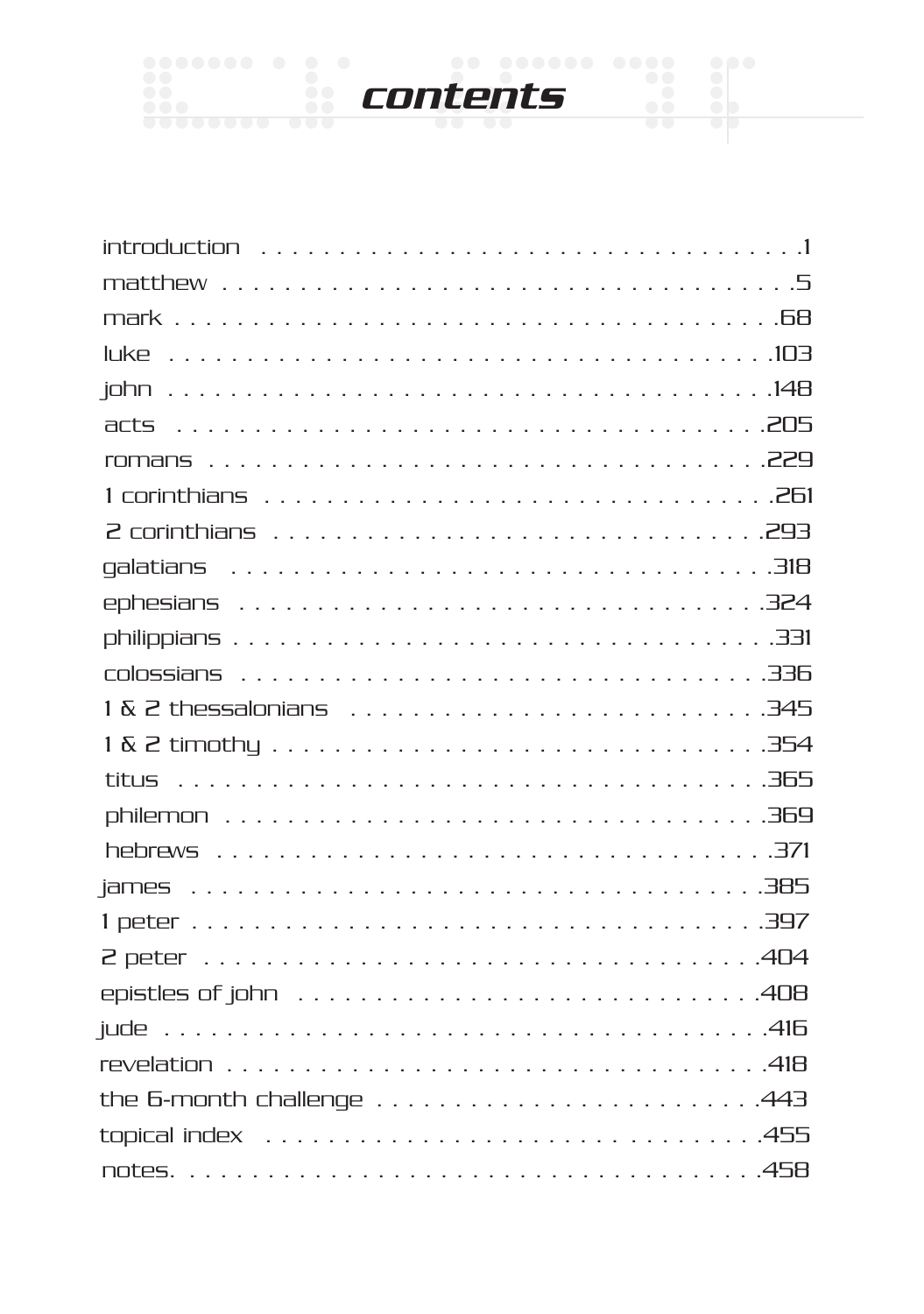# contents

| | |
|---|---|
| introduction | 1 |
| matthew | 5 |
| mark | 68 |
| luke | 103 |
| john | 148 |
| acts | 205 |
| romans | 229 |
| 1 corinthians | 261 |
| 2 corinthians | 293 |
| galatians | 318 |
| ephesians | 324 |
| philippians | 331 |
| colossians | 336 |
| 1 & 2 thessalonians | 345 |
| 1 & 2 timothy | 354 |
| titus | 365 |
| philemon | 369 |
| hebrews | 371 |
| james | 385 |
| 1 peter | 397 |
| 2 peter | 404 |
| epistles of john | 408 |
| jude | 416 |
| revelation | 418 |
| the 6-month challenge | 443 |
| topical index | 455 |
| notes | 458 |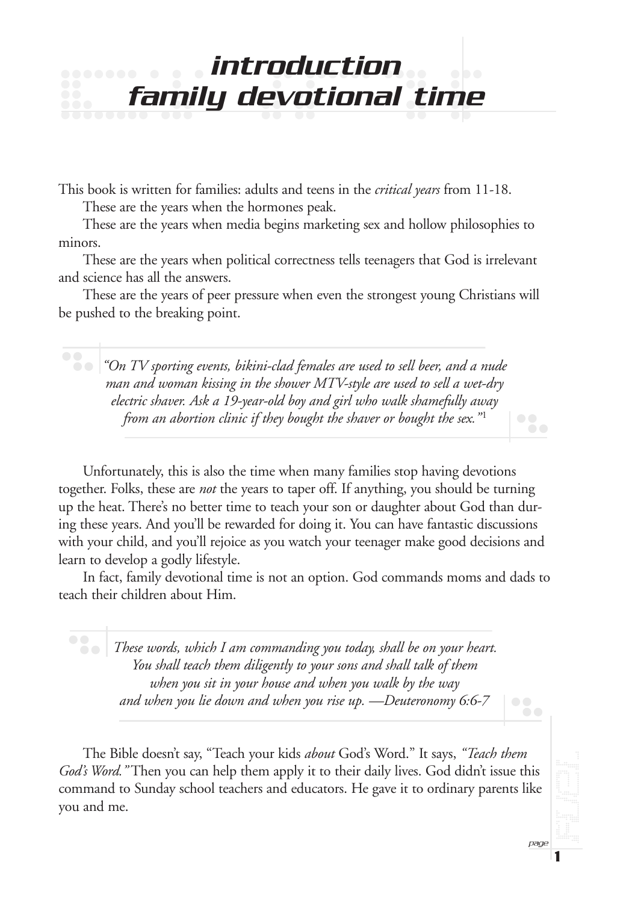# introduction
# family devotional time

This book is written for families: adults and teens in the *critical years* from 11-18.

These are the years when the hormones peak.

These are the years when media begins marketing sex and hollow philosophies to minors.

These are the years when political correctness tells teenagers that God is irrelevant and science has all the answers.

These are the years of peer pressure when even the strongest young Christians will be pushed to the breaking point.

> *"On TV sporting events, bikini-clad females are used to sell beer, and a nude man and woman kissing in the shower MTV-style are used to sell a wet-dry electric shaver. Ask a 19-year-old boy and girl who walk shamefully away from an abortion clinic if they bought the shaver or bought the sex."*[1]

Unfortunately, this is also the time when many families stop having devotions together. Folks, these are *not* the years to taper off. If anything, you should be turning up the heat. There's no better time to teach your son or daughter about God than during these years. And you'll be rewarded for doing it. You can have fantastic discussions with your child, and you'll rejoice as you watch your teenager make good decisions and learn to develop a godly lifestyle.

In fact, family devotional time is not an option. God commands moms and dads to teach their children about Him.

> *These words, which I am commanding you today, shall be on your heart. You shall teach them diligently to your sons and shall talk of them when you sit in your house and when you walk by the way and when you lie down and when you rise up. —Deuteronomy 6:6-7*

The Bible doesn't say, "Teach your kids *about* God's Word." It says, *"Teach them God's Word."* Then you can help them apply it to their daily lives. God didn't issue this command to Sunday school teachers and educators. He gave it to ordinary parents like you and me.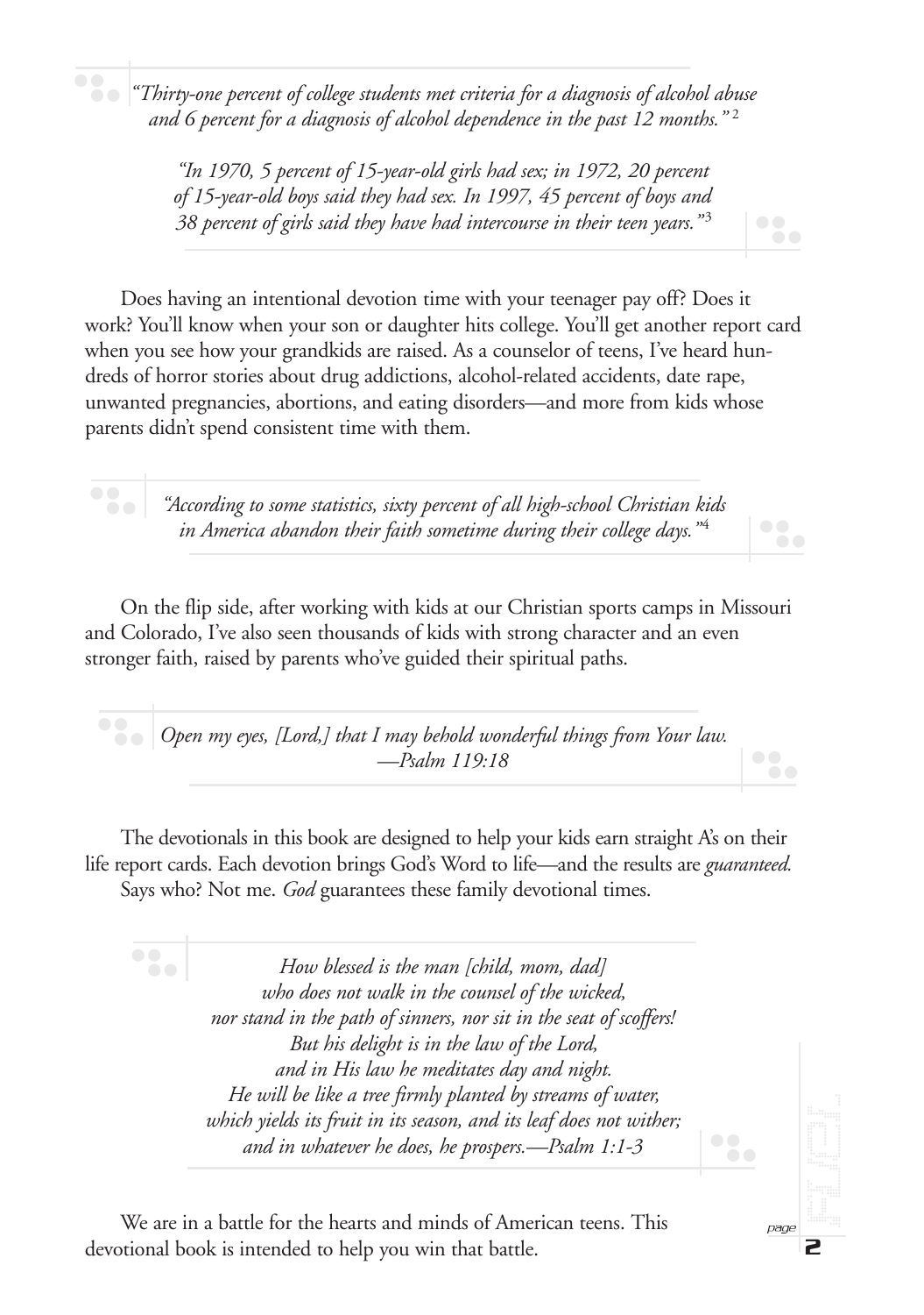*"Thirty-one percent of college students met criteria for a diagnosis of alcohol abuse and 6 percent for a diagnosis of alcohol dependence in the past 12 months."*[2]

*"In 1970, 5 percent of 15-year-old girls had sex; in 1972, 20 percent of 15-year-old boys said they had sex. In 1997, 45 percent of boys and 38 percent of girls said they have had intercourse in their teen years."*[3]

Does having an intentional devotion time with your teenager pay off? Does it work? You'll know when your son or daughter hits college. You'll get another report card when you see how your grandkids are raised. As a counselor of teens, I've heard hundreds of horror stories about drug addictions, alcohol-related accidents, date rape, unwanted pregnancies, abortions, and eating disorders—and more from kids whose parents didn't spend consistent time with them.

*"According to some statistics, sixty percent of all high-school Christian kids in America abandon their faith sometime during their college days."*[4]

On the flip side, after working with kids at our Christian sports camps in Missouri and Colorado, I've also seen thousands of kids with strong character and an even stronger faith, raised by parents who've guided their spiritual paths.

*Open my eyes, [Lord,] that I may behold wonderful things from Your law. —Psalm 119:18*

The devotionals in this book are designed to help your kids earn straight A's on their life report cards. Each devotion brings God's Word to life—and the results are *guaranteed.*

Says who? Not me. *God* guarantees these family devotional times.

*How blessed is the man [child, mom, dad]*
*who does not walk in the counsel of the wicked,*
*nor stand in the path of sinners, nor sit in the seat of scoffers!*
*But his delight is in the law of the Lord,*
*and in His law he meditates day and night.*
*He will be like a tree firmly planted by streams of water,*
*which yields its fruit in its season, and its leaf does not wither;*
*and in whatever he does, he prospers.—Psalm 1:1-3*

We are in a battle for the hearts and minds of American teens. This devotional book is intended to help you win that battle.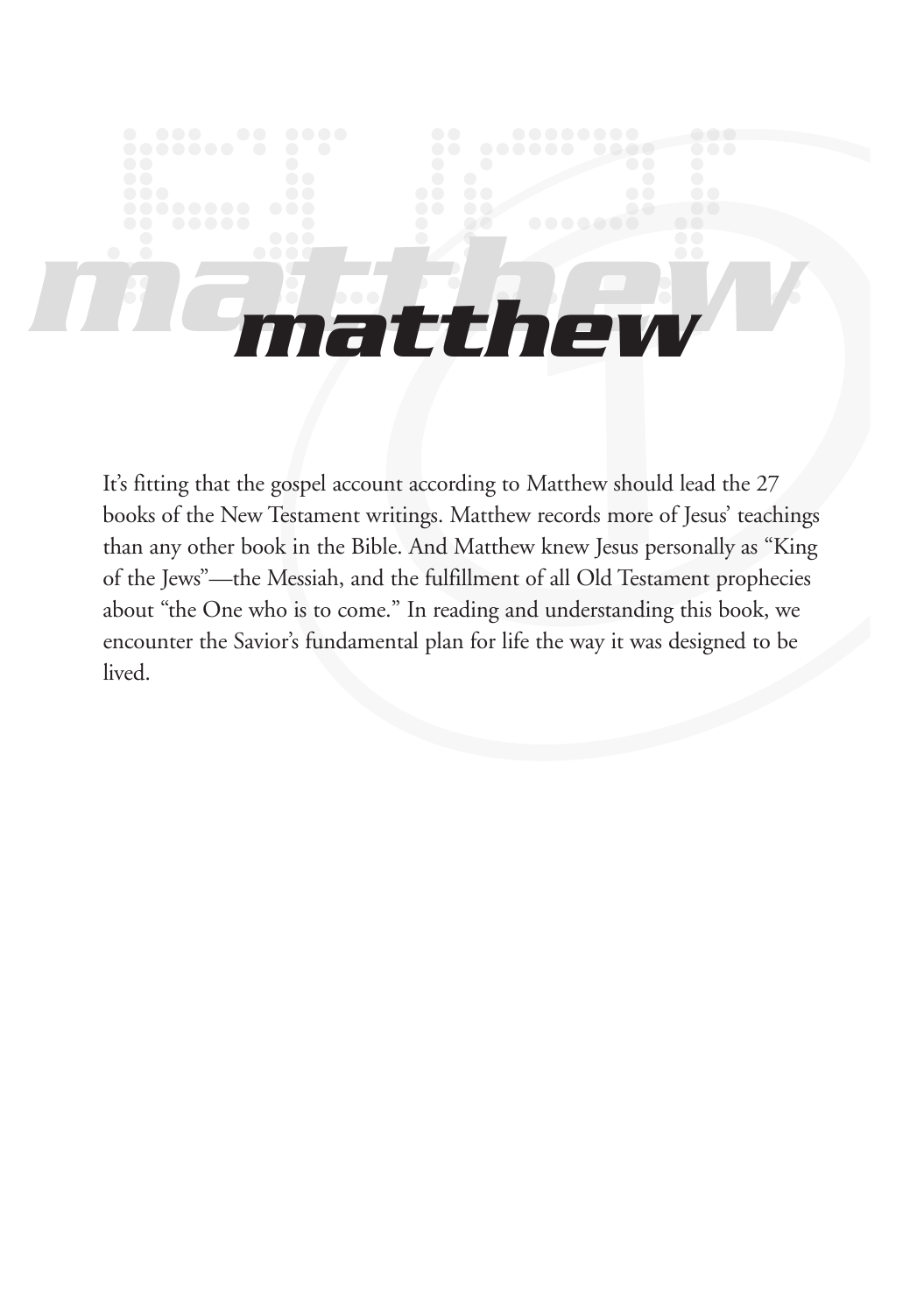# matthew

It's fitting that the gospel account according to Matthew should lead the 27 books of the New Testament writings. Matthew records more of Jesus' teachings than any other book in the Bible. And Matthew knew Jesus personally as "King of the Jews"—the Messiah, and the fulfillment of all Old Testament prophecies about "the One who is to come." In reading and understanding this book, we encounter the Savior's fundamental plan for life the way it was designed to be lived.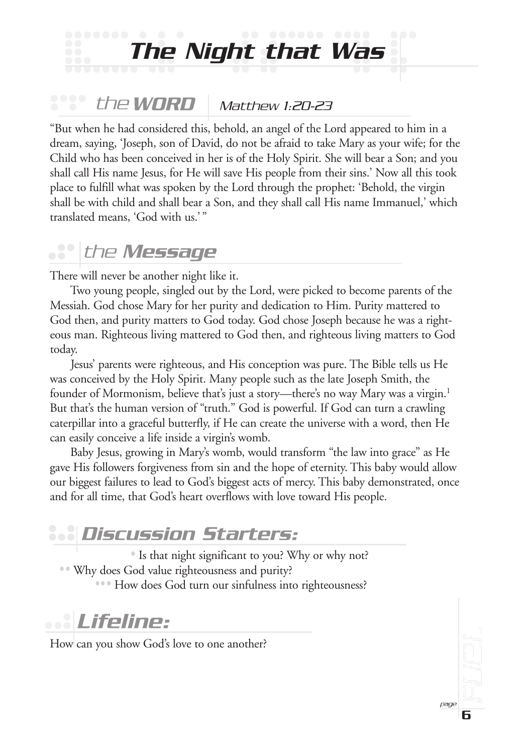# The Night that Was

## the WORD | Matthew 1:20-23

"But when he had considered this, behold, an angel of the Lord appeared to him in a dream, saying, 'Joseph, son of David, do not be afraid to take Mary as your wife; for the Child who has been conceived in her is of the Holy Spirit. She will bear a Son; and you shall call His name Jesus, for He will save His people from their sins.' Now all this took place to fulfill what was spoken by the Lord through the prophet: 'Behold, the virgin shall be with child and shall bear a Son, and they shall call His name Immanuel,' which translated means, 'God with us.' "

## the Message

There will never be another night like it.

Two young people, singled out by the Lord, were picked to become parents of the Messiah. God chose Mary for her purity and dedication to Him. Purity mattered to God then, and purity matters to God today. God chose Joseph because he was a righteous man. Righteous living mattered to God then, and righteous living matters to God today.

Jesus' parents were righteous, and His conception was pure. The Bible tells us He was conceived by the Holy Spirit. Many people such as the late Joseph Smith, the founder of Mormonism, believe that's just a story—there's no way Mary was a virgin.[1] But that's the human version of "truth." God is powerful. If God can turn a crawling caterpillar into a graceful butterfly, if He can create the universe with a word, then He can easily conceive a life inside a virgin's womb.

Baby Jesus, growing in Mary's womb, would transform "the law into grace" as He gave His followers forgiveness from sin and the hope of eternity. This baby would allow our biggest failures to lead to God's biggest acts of mercy. This baby demonstrated, once and for all time, that God's heart overflows with love toward His people.

## Discussion Starters:

- Is that night significant to you? Why or why not?
- Why does God value righteousness and purity?
- How does God turn our sinfulness into righteousness?

## Lifeline:

How can you show God's love to one another?